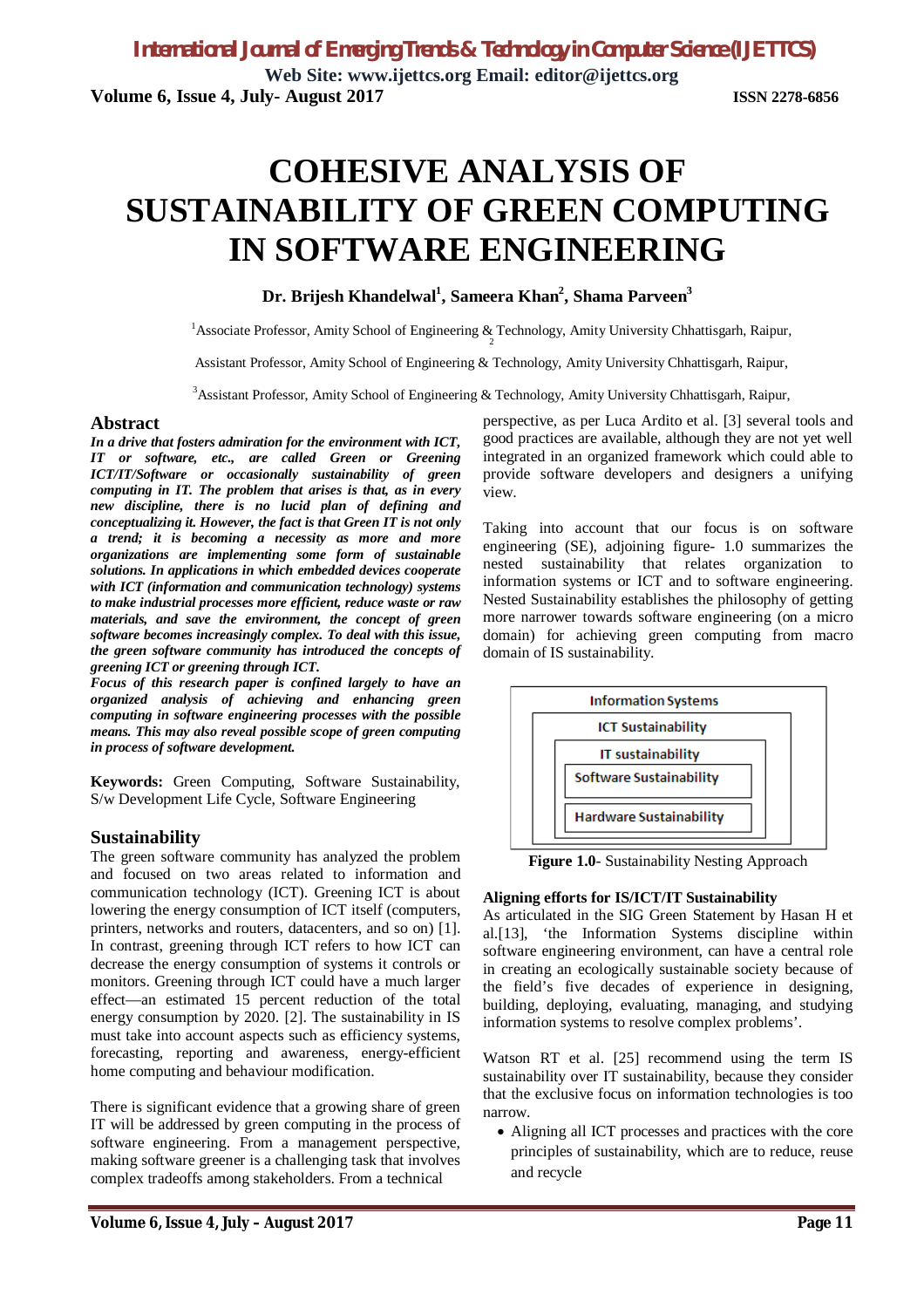# COHESIVE ANALYSIS OF SUSTAINABILITY OF GREEN COMPUTING IN SOFTWARE ENGINEERING

**Dr. Brijesh Khandelwal[1], Sameera Khan[2], Shama Parveen[3]**

[1]Associate Professor, Amity School of Engineering & Technology, Amity University Chhattisgarh, Raipur,

[2]Assistant Professor, Amity School of Engineering & Technology, Amity University Chhattisgarh, Raipur,

[3]Assistant Professor, Amity School of Engineering & Technology, Amity University Chhattisgarh, Raipur,

## Abstract

***In a drive that fosters admiration for the environment with ICT, IT or software, etc., are called Green or Greening ICT/IT/Software or occasionally sustainability of green computing in IT. The problem that arises is that, as in every new discipline, there is no lucid plan of defining and conceptualizing it. However, the fact is that Green IT is not only a trend; it is becoming a necessity as more and more organizations are implementing some form of sustainable solutions. In applications in which embedded devices cooperate with ICT (information and communication technology) systems to make industrial processes more efficient, reduce waste or raw materials, and save the environment, the concept of green software becomes increasingly complex. To deal with this issue, the green software community has introduced the concepts of greening ICT or greening through ICT.***

***Focus of this research paper is confined largely to have an organized analysis of achieving and enhancing green computing in software engineering processes with the possible means. This may also reveal possible scope of green computing in process of software development.***

**Keywords:** Green Computing, Software Sustainability, S/w Development Life Cycle, Software Engineering

## Sustainability

The green software community has analyzed the problem and focused on two areas related to information and communication technology (ICT). Greening ICT is about lowering the energy consumption of ICT itself (computers, printers, networks and routers, datacenters, and so on) [1]. In contrast, greening through ICT refers to how ICT can decrease the energy consumption of systems it controls or monitors. Greening through ICT could have a much larger effect—an estimated 15 percent reduction of the total energy consumption by 2020. [2]. The sustainability in IS must take into account aspects such as efficiency systems, forecasting, reporting and awareness, energy-efficient home computing and behaviour modification.

There is significant evidence that a growing share of green IT will be addressed by green computing in the process of software engineering. From a management perspective, making software greener is a challenging task that involves complex tradeoffs among stakeholders. From a technical perspective, as per Luca Ardito et al. [3] several tools and good practices are available, although they are not yet well integrated in an organized framework which could able to provide software developers and designers a unifying view.

Taking into account that our focus is on software engineering (SE), adjoining figure- 1.0 summarizes the nested sustainability that relates organization to information systems or ICT and to software engineering. Nested Sustainability establishes the philosophy of getting more narrower towards software engineering (on a micro domain) for achieving green computing from macro domain of IS sustainability.

| Information Systems |
|---|
| ICT Sustainability |
| IT sustainability |
| Software Sustainability |
| Hardware Sustainability |

**Figure 1.0**- Sustainability Nesting Approach

**Aligning efforts for IS/ICT/IT Sustainability**

As articulated in the SIG Green Statement by Hasan H et al.[13], 'the Information Systems discipline within software engineering environment, can have a central role in creating an ecologically sustainable society because of the field's five decades of experience in designing, building, deploying, evaluating, managing, and studying information systems to resolve complex problems'.

Watson RT et al. [25] recommend using the term IS sustainability over IT sustainability, because they consider that the exclusive focus on information technologies is too narrow.

- Aligning all ICT processes and practices with the core principles of sustainability, which are to reduce, reuse and recycle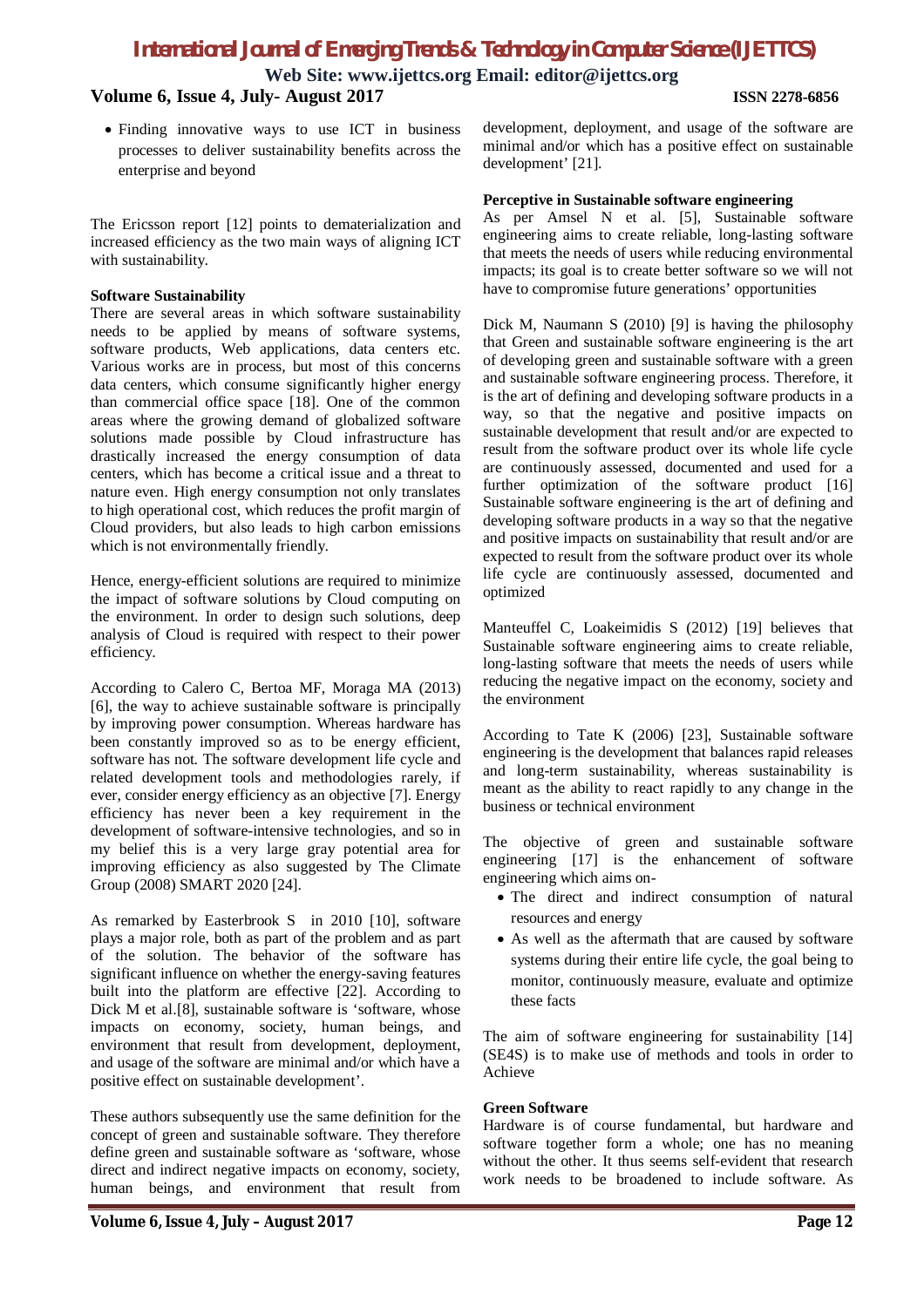- Finding innovative ways to use ICT in business processes to deliver sustainability benefits across the enterprise and beyond

The Ericsson report [12] points to dematerialization and increased efficiency as the two main ways of aligning ICT with sustainability.

**Software Sustainability**

There are several areas in which software sustainability needs to be applied by means of software systems, software products, Web applications, data centers etc. Various works are in process, but most of this concerns data centers, which consume significantly higher energy than commercial office space [18]. One of the common areas where the growing demand of globalized software solutions made possible by Cloud infrastructure has drastically increased the energy consumption of data centers, which has become a critical issue and a threat to nature even. High energy consumption not only translates to high operational cost, which reduces the profit margin of Cloud providers, but also leads to high carbon emissions which is not environmentally friendly.

Hence, energy-efficient solutions are required to minimize the impact of software solutions by Cloud computing on the environment. In order to design such solutions, deep analysis of Cloud is required with respect to their power efficiency.

According to Calero C, Bertoa MF, Moraga MA (2013) [6], the way to achieve sustainable software is principally by improving power consumption. Whereas hardware has been constantly improved so as to be energy efficient, software has not. The software development life cycle and related development tools and methodologies rarely, if ever, consider energy efficiency as an objective [7]. Energy efficiency has never been a key requirement in the development of software-intensive technologies, and so in my belief this is a very large gray potential area for improving efficiency as also suggested by The Climate Group (2008) SMART 2020 [24].

As remarked by Easterbrook S in 2010 [10], software plays a major role, both as part of the problem and as part of the solution. The behavior of the software has significant influence on whether the energy-saving features built into the platform are effective [22]. According to Dick M et al.[8], sustainable software is 'software, whose impacts on economy, society, human beings, and environment that result from development, deployment, and usage of the software are minimal and/or which have a positive effect on sustainable development'.

These authors subsequently use the same definition for the concept of green and sustainable software. They therefore define green and sustainable software as 'software, whose direct and indirect negative impacts on economy, society, human beings, and environment that result from development, deployment, and usage of the software are minimal and/or which has a positive effect on sustainable development' [21].

**Perceptive in Sustainable software engineering**

As per Amsel N et al. [5], Sustainable software engineering aims to create reliable, long-lasting software that meets the needs of users while reducing environmental impacts; its goal is to create better software so we will not have to compromise future generations' opportunities

Dick M, Naumann S (2010) [9] is having the philosophy that Green and sustainable software engineering is the art of developing green and sustainable software with a green and sustainable software engineering process. Therefore, it is the art of defining and developing software products in a way, so that the negative and positive impacts on sustainable development that result and/or are expected to result from the software product over its whole life cycle are continuously assessed, documented and used for a further optimization of the software product [16] Sustainable software engineering is the art of defining and developing software products in a way so that the negative and positive impacts on sustainability that result and/or are expected to result from the software product over its whole life cycle are continuously assessed, documented and optimized

Manteuffel C, Loakeimidis S (2012) [19] believes that Sustainable software engineering aims to create reliable, long-lasting software that meets the needs of users while reducing the negative impact on the economy, society and the environment

According to Tate K (2006) [23], Sustainable software engineering is the development that balances rapid releases and long-term sustainability, whereas sustainability is meant as the ability to react rapidly to any change in the business or technical environment

The objective of green and sustainable software engineering [17] is the enhancement of software engineering which aims on-

- The direct and indirect consumption of natural resources and energy
- As well as the aftermath that are caused by software systems during their entire life cycle, the goal being to monitor, continuously measure, evaluate and optimize these facts

The aim of software engineering for sustainability [14] (SE4S) is to make use of methods and tools in order to Achieve

**Green Software**

Hardware is of course fundamental, but hardware and software together form a whole; one has no meaning without the other. It thus seems self-evident that research work needs to be broadened to include software. As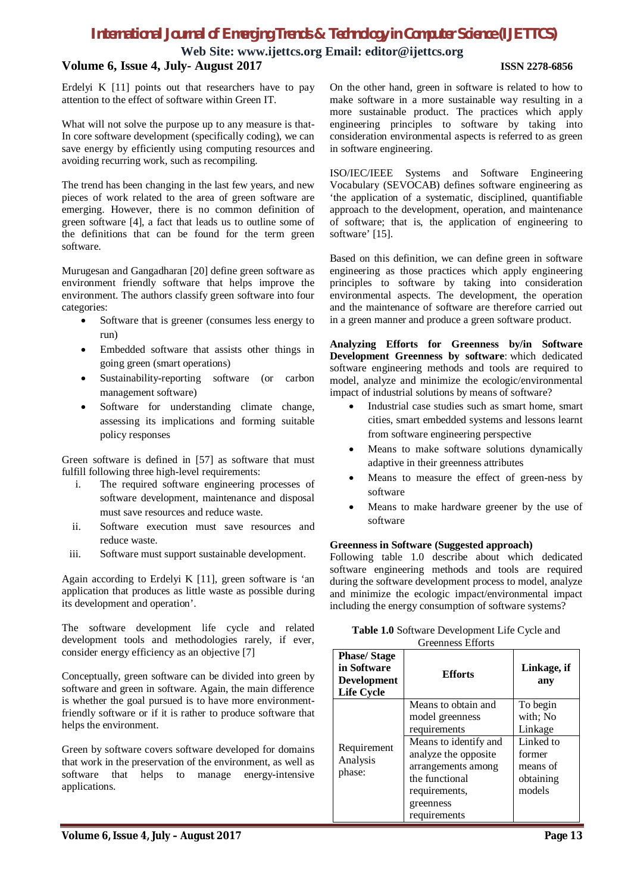Erdelyi K [11] points out that researchers have to pay attention to the effect of software within Green IT.

What will not solve the purpose up to any measure is that- In core software development (specifically coding), we can save energy by efficiently using computing resources and avoiding recurring work, such as recompiling.

The trend has been changing in the last few years, and new pieces of work related to the area of green software are emerging. However, there is no common definition of green software [4], a fact that leads us to outline some of the definitions that can be found for the term green software.

Murugesan and Gangadharan [20] define green software as environment friendly software that helps improve the environment. The authors classify green software into four categories:

- Software that is greener (consumes less energy to run)
- Embedded software that assists other things in going green (smart operations)
- Sustainability-reporting software (or carbon management software)
- Software for understanding climate change, assessing its implications and forming suitable policy responses

Green software is defined in [57] as software that must fulfill following three high-level requirements:

1. The required software engineering processes of software development, maintenance and disposal must save resources and reduce waste.
2. Software execution must save resources and reduce waste.
3. Software must support sustainable development.

Again according to Erdelyi K [11], green software is 'an application that produces as little waste as possible during its development and operation'.

The software development life cycle and related development tools and methodologies rarely, if ever, consider energy efficiency as an objective [7]

Conceptually, green software can be divided into green by software and green in software. Again, the main difference is whether the goal pursued is to have more environment-friendly software or if it is rather to produce software that helps the environment.

Green by software covers software developed for domains that work in the preservation of the environment, as well as software that helps to manage energy-intensive applications.

On the other hand, green in software is related to how to make software in a more sustainable way resulting in a more sustainable product. The practices which apply engineering principles to software by taking into consideration environmental aspects is referred to as green in software engineering.

ISO/IEC/IEEE Systems and Software Engineering Vocabulary (SEVOCAB) defines software engineering as 'the application of a systematic, disciplined, quantifiable approach to the development, operation, and maintenance of software; that is, the application of engineering to software' [15].

Based on this definition, we can define green in software engineering as those practices which apply engineering principles to software by taking into consideration environmental aspects. The development, the operation and the maintenance of software are therefore carried out in a green manner and produce a green software product.

**Analyzing Efforts for Greenness by/in Software Development Greenness by software**: which dedicated software engineering methods and tools are required to model, analyze and minimize the ecologic/environmental impact of industrial solutions by means of software?

- Industrial case studies such as smart home, smart cities, smart embedded systems and lessons learnt from software engineering perspective
- Means to make software solutions dynamically adaptive in their greenness attributes
- Means to measure the effect of green-ness by software
- Means to make hardware greener by the use of software

**Greenness in Software (Suggested approach)**

Following table 1.0 describe about which dedicated software engineering methods and tools are required during the software development process to model, analyze and minimize the ecologic impact/environmental impact including the energy consumption of software systems?

**Table 1.0** Software Development Life Cycle and Greenness Efforts

| Phase/ Stage in Software Development Life Cycle | Efforts | Linkage, if any |
|---|---|---|
| Requirement Analysis phase: | Means to obtain and model greenness requirements | To begin with; No Linkage |
| | Means to identify and analyze the opposite arrangements among the functional requirements, greenness requirements | Linked to former means of obtaining models |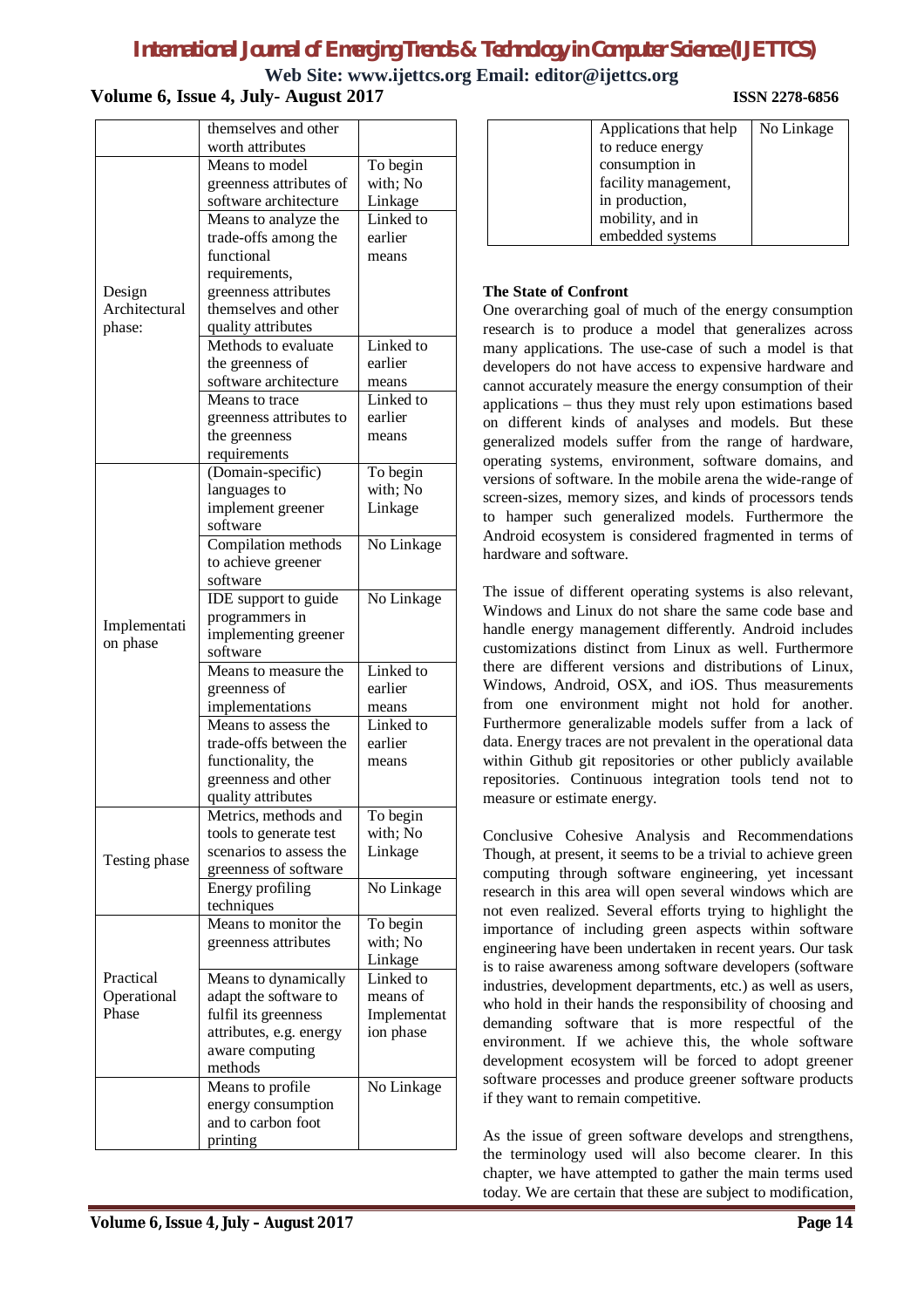| | | |
|---|---|---|
| | themselves and other worth attributes | |
| Design Architectural phase: | Means to model greenness attributes of software architecture | To begin with; No Linkage |
| | Means to analyze the trade-offs among the functional requirements, greenness attributes themselves and other quality attributes | Linked to earlier means |
| | Methods to evaluate the greenness of software architecture | Linked to earlier means |
| | Means to trace greenness attributes to the greenness requirements | Linked to earlier means |
| Implementation phase | (Domain-specific) languages to implement greener software | To begin with; No Linkage |
| | Compilation methods to achieve greener software | No Linkage |
| | IDE support to guide programmers in implementing greener software | No Linkage |
| | Means to measure the greenness of implementations | Linked to earlier means |
| | Means to assess the trade-offs between the functionality, the greenness and other quality attributes | Linked to earlier means |
| Testing phase | Metrics, methods and tools to generate test scenarios to assess the greenness of software | To begin with; No Linkage |
| | Energy profiling techniques | No Linkage |
| Practical Operational Phase | Means to monitor the greenness attributes | To begin with; No Linkage |
| | Means to dynamically adapt the software to fulfil its greenness attributes, e.g. energy aware computing methods | Linked to means of Implementation phase |
| | Means to profile energy consumption and to carbon foot printing | No Linkage |
| | Applications that help to reduce energy consumption in facility management, in production, mobility, and in embedded systems | No Linkage |

**The State of Confront**

One overarching goal of much of the energy consumption research is to produce a model that generalizes across many applications. The use-case of such a model is that developers do not have access to expensive hardware and cannot accurately measure the energy consumption of their applications – thus they must rely upon estimations based on different kinds of analyses and models. But these generalized models suffer from the range of hardware, operating systems, environment, software domains, and versions of software. In the mobile arena the wide-range of screen-sizes, memory sizes, and kinds of processors tends to hamper such generalized models. Furthermore the Android ecosystem is considered fragmented in terms of hardware and software.

The issue of different operating systems is also relevant, Windows and Linux do not share the same code base and handle energy management differently. Android includes customizations distinct from Linux as well. Furthermore there are different versions and distributions of Linux, Windows, Android, OSX, and iOS. Thus measurements from one environment might not hold for another. Furthermore generalizable models suffer from a lack of data. Energy traces are not prevalent in the operational data within Github git repositories or other publicly available repositories. Continuous integration tools tend not to measure or estimate energy.

Conclusive Cohesive Analysis and Recommendations

Though, at present, it seems to be a trivial to achieve green computing through software engineering, yet incessant research in this area will open several windows which are not even realized. Several efforts trying to highlight the importance of including green aspects within software engineering have been undertaken in recent years. Our task is to raise awareness among software developers (software industries, development departments, etc.) as well as users, who hold in their hands the responsibility of choosing and demanding software that is more respectful of the environment. If we achieve this, the whole software development ecosystem will be forced to adopt greener software processes and produce greener software products if they want to remain competitive.

As the issue of green software develops and strengthens, the terminology used will also become clearer. In this chapter, we have attempted to gather the main terms used today. We are certain that these are subject to modification,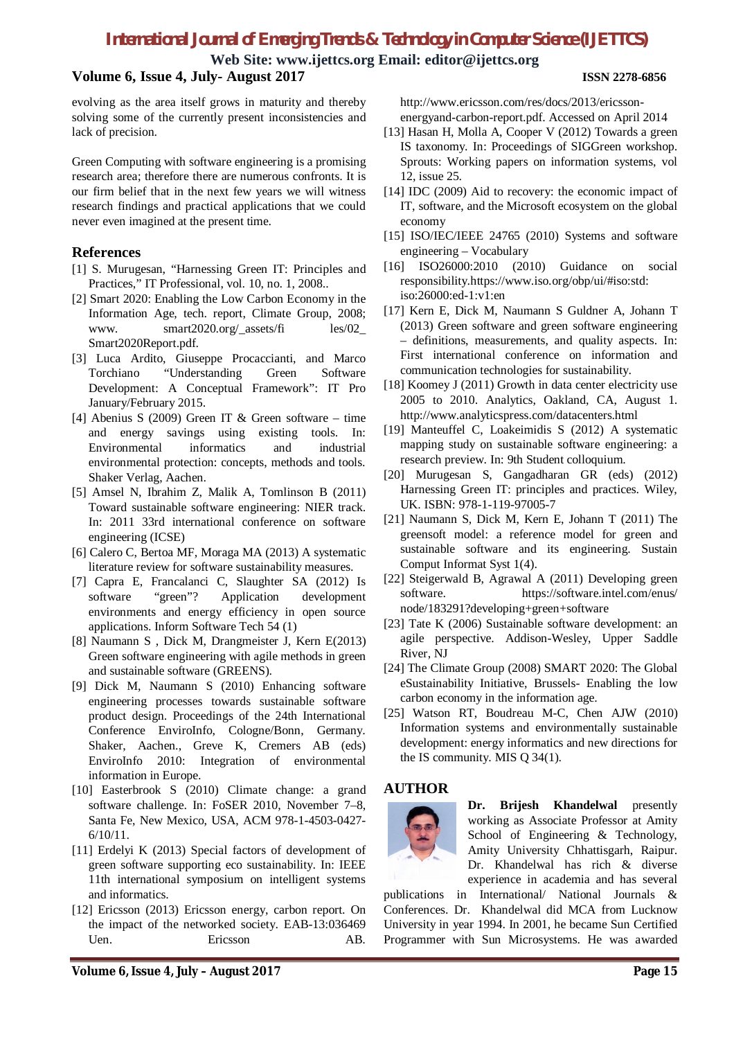evolving as the area itself grows in maturity and thereby solving some of the currently present inconsistencies and lack of precision.

Green Computing with software engineering is a promising research area; therefore there are numerous confronts. It is our firm belief that in the next few years we will witness research findings and practical applications that we could never even imagined at the present time.

## References

[1] S. Murugesan, "Harnessing Green IT: Principles and Practices," IT Professional, vol. 10, no. 1, 2008..

[2] Smart 2020: Enabling the Low Carbon Economy in the Information Age, tech. report, Climate Group, 2008; www. smart2020.org/_assets/fi les/02_ Smart2020Report.pdf.

[3] Luca Ardito, Giuseppe Procaccianti, and Marco Torchiano "Understanding Green Software Development: A Conceptual Framework": IT Pro January/February 2015.

[4] Abenius S (2009) Green IT & Green software – time and energy savings using existing tools. In: Environmental informatics and industrial environmental protection: concepts, methods and tools. Shaker Verlag, Aachen.

[5] Amsel N, Ibrahim Z, Malik A, Tomlinson B (2011) Toward sustainable software engineering: NIER track. In: 2011 33rd international conference on software engineering (ICSE)

[6] Calero C, Bertoa MF, Moraga MA (2013) A systematic literature review for software sustainability measures.

[7] Capra E, Francalanci C, Slaughter SA (2012) Is software "green"? Application development environments and energy efficiency in open source applications. Inform Software Tech 54 (1)

[8] Naumann S , Dick M, Drangmeister J, Kern E(2013) Green software engineering with agile methods in green and sustainable software (GREENS).

[9] Dick M, Naumann S (2010) Enhancing software engineering processes towards sustainable software product design. Proceedings of the 24th International Conference EnviroInfo, Cologne/Bonn, Germany. Shaker, Aachen., Greve K, Cremers AB (eds) EnviroInfo 2010: Integration of environmental information in Europe.

[10] Easterbrook S (2010) Climate change: a grand software challenge. In: FoSER 2010, November 7–8, Santa Fe, New Mexico, USA, ACM 978-1-4503-0427-6/10/11.

[11] Erdelyi K (2013) Special factors of development of green software supporting eco sustainability. In: IEEE 11th international symposium on intelligent systems and informatics.

[12] Ericsson (2013) Ericsson energy, carbon report. On the impact of the networked society. EAB-13:036469 Uen. Ericsson AB. http://www.ericsson.com/res/docs/2013/ericsson-energyand-carbon-report.pdf. Accessed on April 2014

[13] Hasan H, Molla A, Cooper V (2012) Towards a green IS taxonomy. In: Proceedings of SIGGreen workshop. Sprouts: Working papers on information systems, vol 12, issue 25.

[14] IDC (2009) Aid to recovery: the economic impact of IT, software, and the Microsoft ecosystem on the global economy

[15] ISO/IEC/IEEE 24765 (2010) Systems and software engineering – Vocabulary

[16] ISO26000:2010 (2010) Guidance on social responsibility.https://www.iso.org/obp/ui/#iso:std: iso:26000:ed-1:v1:en

[17] Kern E, Dick M, Naumann S Guldner A, Johann T (2013) Green software and green software engineering – definitions, measurements, and quality aspects. In: First international conference on information and communication technologies for sustainability.

[18] Koomey J (2011) Growth in data center electricity use 2005 to 2010. Analytics, Oakland, CA, August 1. http://www.analyticspress.com/datacenters.html

[19] Manteuffel C, Loakeimidis S (2012) A systematic mapping study on sustainable software engineering: a research preview. In: 9th Student colloquium.

[20] Murugesan S, Gangadharan GR (eds) (2012) Harnessing Green IT: principles and practices. Wiley, UK. ISBN: 978-1-119-97005-7

[21] Naumann S, Dick M, Kern E, Johann T (2011) The greensoft model: a reference model for green and sustainable software and its engineering. Sustain Comput Informat Syst 1(4).

[22] Steigerwald B, Agrawal A (2011) Developing green software. https://software.intel.com/enus/ node/183291?developing+green+software

[23] Tate K (2006) Sustainable software development: an agile perspective. Addison-Wesley, Upper Saddle River, NJ

[24] The Climate Group (2008) SMART 2020: The Global eSustainability Initiative, Brussels- Enabling the low carbon economy in the information age.

[25] Watson RT, Boudreau M-C, Chen AJW (2010) Information systems and environmentally sustainable development: energy informatics and new directions for the IS community. MIS Q 34(1).

## AUTHOR

**Dr. Brijesh Khandelwal** presently working as Associate Professor at Amity School of Engineering & Technology, Amity University Chhattisgarh, Raipur. Dr. Khandelwal has rich & diverse experience in academia and has several publications in International/ National Journals & Conferences. Dr. Khandelwal did MCA from Lucknow University in year 1994. In 2001, he became Sun Certified Programmer with Sun Microsystems. He was awarded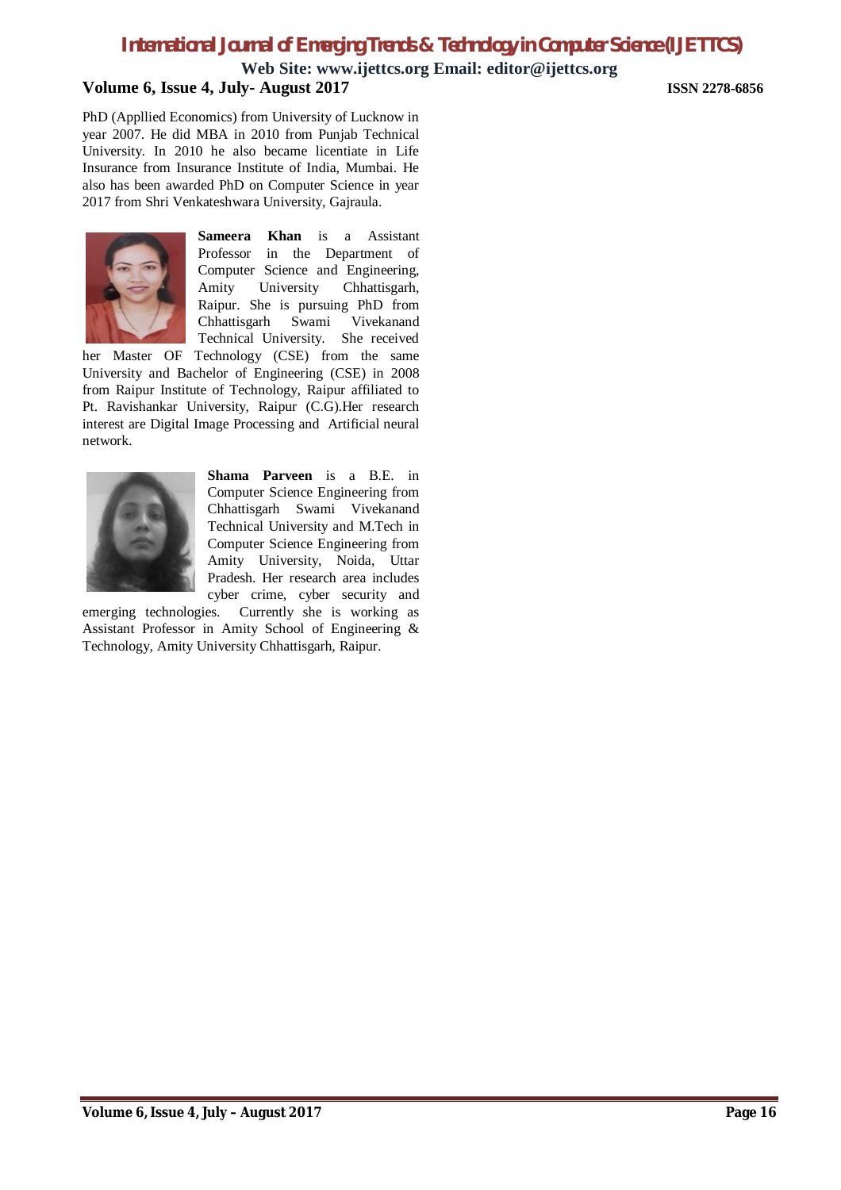PhD (Appllied Economics) from University of Lucknow in year 2007. He did MBA in 2010 from Punjab Technical University. In 2010 he also became licentiate in Life Insurance from Insurance Institute of India, Mumbai. He also has been awarded PhD on Computer Science in year 2017 from Shri Venkateshwara University, Gajraula.

**Sameera Khan** is a Assistant Professor in the Department of Computer Science and Engineering, Amity University Chhattisgarh, Raipur. She is pursuing PhD from Chhattisgarh Swami Vivekanand Technical University. She received her Master OF Technology (CSE) from the same University and Bachelor of Engineering (CSE) in 2008 from Raipur Institute of Technology, Raipur affiliated to Pt. Ravishankar University, Raipur (C.G).Her research interest are Digital Image Processing and Artificial neural network.

**Shama Parveen** is a B.E. in Computer Science Engineering from Chhattisgarh Swami Vivekanand Technical University and M.Tech in Computer Science Engineering from Amity University, Noida, Uttar Pradesh. Her research area includes cyber crime, cyber security and emerging technologies. Currently she is working as Assistant Professor in Amity School of Engineering & Technology, Amity University Chhattisgarh, Raipur.